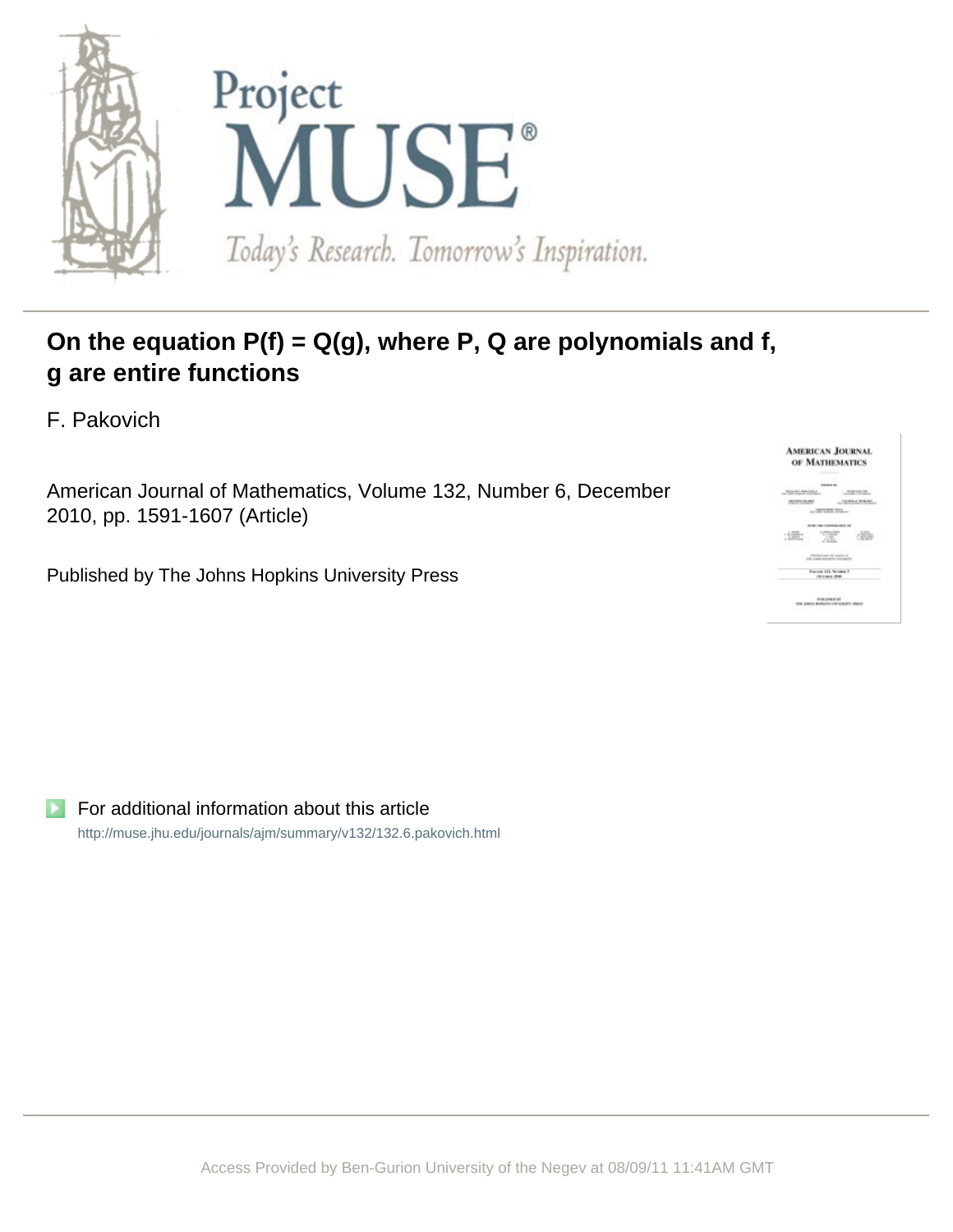Project MUSE®

Today's Research. Tomorrow's Inspiration.

# On the equation P(f) = Q(g), where P, Q are polynomials and f, g are entire functions

F. Pakovich

American Journal of Mathematics, Volume 132, Number 6, December 2010, pp. 1591-1607 (Article)

Published by The Johns Hopkins University Press

For additional information about this article

http://muse.jhu.edu/journals/ajm/summary/v132/132.6.pakovich.html

Access Provided by Ben-Gurion University of the Negev at 08/09/11 11:41AM GMT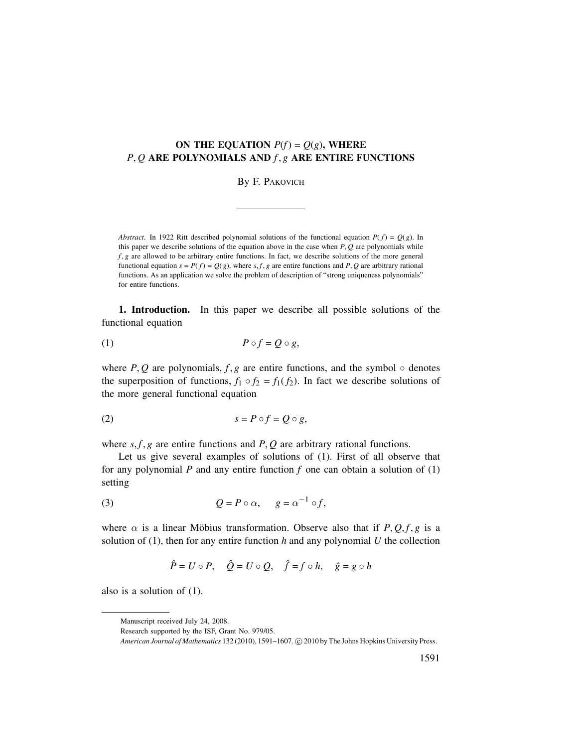# ON THE EQUATION $P(f) = Q(g)$, WHERE $P, Q$ ARE POLYNOMIALS AND $f, g$ ARE ENTIRE FUNCTIONS

By F. Pakovich

*Abstract*. In 1922 Ritt described polynomial solutions of the functional equation $P(f) = Q(g)$. In this paper we describe solutions of the equation above in the case when $P, Q$ are polynomials while $f, g$ are allowed to be arbitrary entire functions. In fact, we describe solutions of the more general functional equation $s = P(f) = Q(g)$, where $s, f, g$ are entire functions and $P, Q$ are arbitrary rational functions. As an application we solve the problem of description of "strong uniqueness polynomials" for entire functions.

**1. Introduction.** In this paper we describe all possible solutions of the functional equation

$$P \circ f = Q \circ g, \tag{1}$$

where $P, Q$ are polynomials, $f, g$ are entire functions, and the symbol $\circ$ denotes the superposition of functions, $f_1 \circ f_2 = f_1(f_2)$. In fact we describe solutions of the more general functional equation

$$s = P \circ f = Q \circ g, \tag{2}$$

where $s, f, g$ are entire functions and $P, Q$ are arbitrary rational functions.

Let us give several examples of solutions of (1). First of all observe that for any polynomial $P$ and any entire function $f$ one can obtain a solution of (1) setting

$$Q = P \circ \alpha, \quad g = \alpha^{-1} \circ f, \tag{3}$$

where $\alpha$ is a linear Möbius transformation. Observe also that if $P, Q, f, g$ is a solution of (1), then for any entire function $h$ and any polynomial $U$ the collection

$$\hat{P} = U \circ P, \quad \hat{Q} = U \circ Q, \quad \hat{f} = f \circ h, \quad \hat{g} = g \circ h$$

also is a solution of (1).

Manuscript received July 24, 2008.

Research supported by the ISF, Grant No. 979/05.

*American Journal of Mathematics* 132 (2010), 1591–1607. © 2010 by The Johns Hopkins University Press.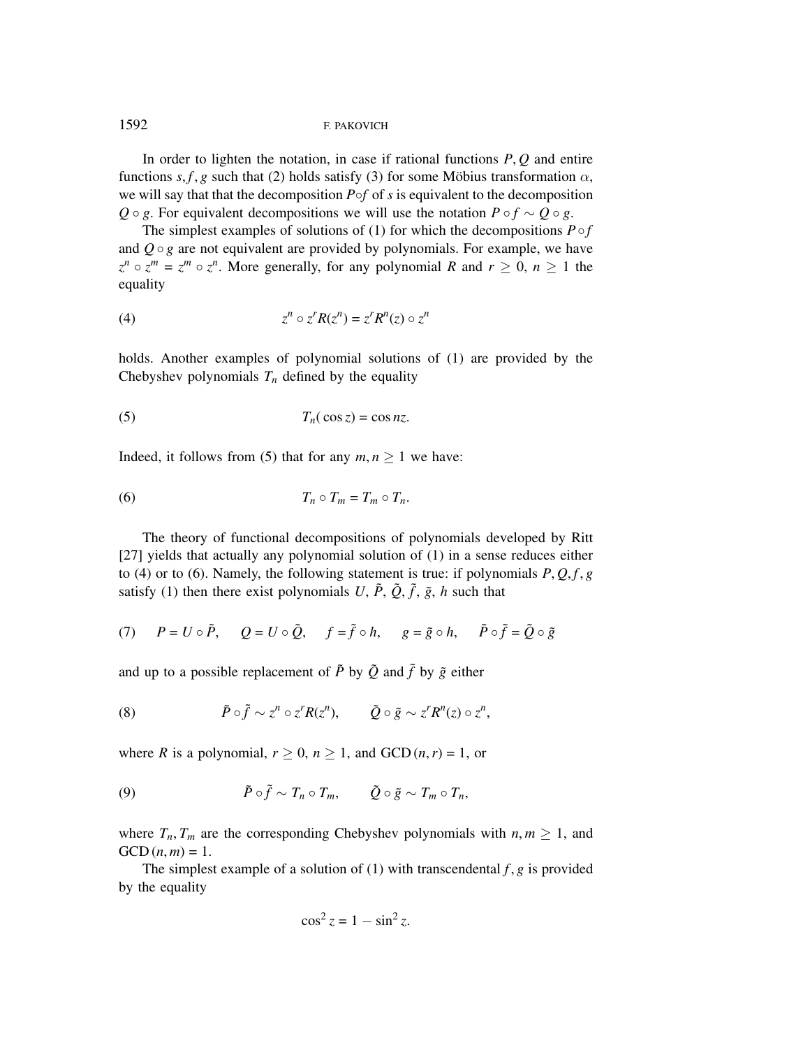In order to lighten the notation, in case if rational functions $P, Q$ and entire functions $s, f, g$ such that (2) holds satisfy (3) for some Möbius transformation $\alpha$, we will say that that the decomposition $P \circ f$ of $s$ is equivalent to the decomposition $Q \circ g$. For equivalent decompositions we will use the notation $P \circ f \sim Q \circ g$.

The simplest examples of solutions of (1) for which the decompositions $P \circ f$ and $Q \circ g$ are not equivalent are provided by polynomials. For example, we have $z^n \circ z^m = z^m \circ z^n$. More generally, for any polynomial $R$ and $r \geq 0$, $n \geq 1$ the equality

$$z^n \circ z^r R(z^n) = z^r R^n(z) \circ z^n \tag{4}$$

holds. Another examples of polynomial solutions of (1) are provided by the Chebyshev polynomials $T_n$ defined by the equality

$$T_n(\cos z) = \cos nz. \tag{5}$$

Indeed, it follows from (5) that for any $m, n \geq 1$ we have:

$$T_n \circ T_m = T_m \circ T_n. \tag{6}$$

The theory of functional decompositions of polynomials developed by Ritt [27] yields that actually any polynomial solution of (1) in a sense reduces either to (4) or to (6). Namely, the following statement is true: if polynomials $P, Q, f, g$ satisfy (1) then there exist polynomials $U$, $\tilde{P}$, $\tilde{Q}$, $\tilde{f}$, $\tilde{g}$, $h$ such that

$$P = U \circ \tilde{P}, \qquad Q = U \circ \tilde{Q}, \qquad f = \tilde{f} \circ h, \qquad g = \tilde{g} \circ h, \qquad \tilde{P} \circ \tilde{f} = \tilde{Q} \circ \tilde{g} \tag{7}$$

and up to a possible replacement of $\tilde{P}$ by $\tilde{Q}$ and $\tilde{f}$ by $\tilde{g}$ either

$$\tilde{P} \circ \tilde{f} \sim z^n \circ z^r R(z^n), \qquad \tilde{Q} \circ \tilde{g} \sim z^r R^n(z) \circ z^n, \tag{8}$$

where $R$ is a polynomial, $r \geq 0$, $n \geq 1$, and $\text{GCD}(n, r) = 1$, or

$$\tilde{P} \circ \tilde{f} \sim T_n \circ T_m, \qquad \tilde{Q} \circ \tilde{g} \sim T_m \circ T_n, \tag{9}$$

where $T_n, T_m$ are the corresponding Chebyshev polynomials with $n, m \geq 1$, and $\text{GCD}(n, m) = 1$.

The simplest example of a solution of (1) with transcendental $f, g$ is provided by the equality

$$\cos^2 z = 1 - \sin^2 z.$$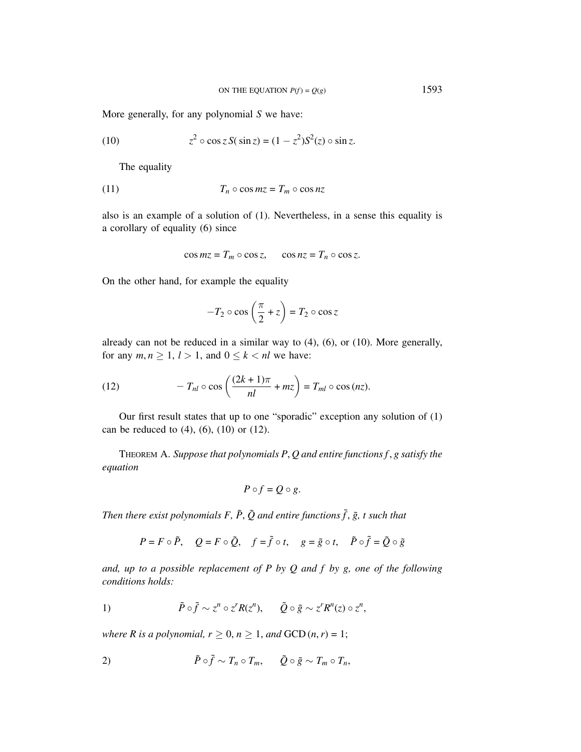More generally, for any polynomial $S$ we have:

$$z^2 \circ \cos z\, S(\sin z) = (1 - z^2)S^2(z) \circ \sin z. \tag{10}$$

The equality

$$T_n \circ \cos mz = T_m \circ \cos nz \tag{11}$$

also is an example of a solution of (1). Nevertheless, in a sense this equality is a corollary of equality (6) since

$$\cos mz = T_m \circ \cos z, \qquad \cos nz = T_n \circ \cos z.$$

On the other hand, for example the equality

$$-T_2 \circ \cos\left(\frac{\pi}{2} + z\right) = T_2 \circ \cos z$$

already can not be reduced in a similar way to (4), (6), or (10). More generally, for any $m, n \geq 1$, $l > 1$, and $0 \leq k < nl$ we have:

$$-T_{nl} \circ \cos\left(\frac{(2k+1)\pi}{nl} + mz\right) = T_{ml} \circ \cos(nz). \tag{12}$$

Our first result states that up to one "sporadic" exception any solution of (1) can be reduced to (4), (6), (10) or (12).

Theorem A. *Suppose that polynomials $P, Q$ and entire functions $f, g$ satisfy the equation*

$$P \circ f = Q \circ g.$$

*Then there exist polynomials $F$, $\tilde{P}$, $\tilde{Q}$ and entire functions $\tilde{f}$, $\tilde{g}$, $t$ such that*

$$P = F \circ \tilde{P}, \quad Q = F \circ \tilde{Q}, \quad f = \tilde{f} \circ t, \quad g = \tilde{g} \circ t, \quad \tilde{P} \circ \tilde{f} = \tilde{Q} \circ \tilde{g}$$

*and, up to a possible replacement of $P$ by $Q$ and $f$ by $g$, one of the following conditions holds:*

1) $$\tilde{P} \circ \tilde{f} \sim z^n \circ z^r R(z^n), \qquad \tilde{Q} \circ \tilde{g} \sim z^r R^n(z) \circ z^n,$$

*where $R$ is a polynomial, $r \geq 0$, $n \geq 1$, and $\mathrm{GCD}(n, r) = 1$;*

2) $$\tilde{P} \circ \tilde{f} \sim T_n \circ T_m, \qquad \tilde{Q} \circ \tilde{g} \sim T_m \circ T_n,$$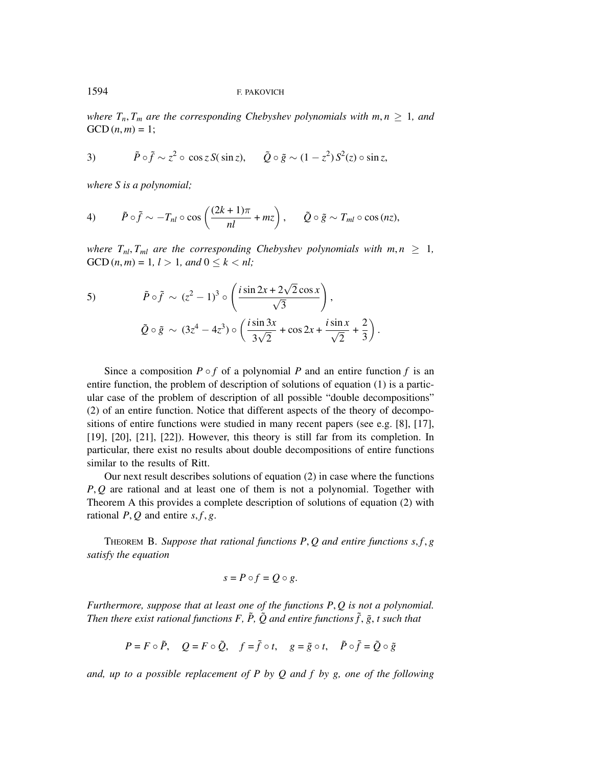*where $T_n, T_m$ are the corresponding Chebyshev polynomials with $m, n \geq 1$, and* $\operatorname{GCD}(n, m) = 1$;

$$3) \qquad \tilde{P} \circ \tilde{f} \sim z^2 \circ \cos z\, S(\sin z), \qquad \tilde{Q} \circ \tilde{g} \sim (1 - z^2)\, S^2(z) \circ \sin z,$$

*where $S$ is a polynomial;*

$$4) \qquad \tilde{P} \circ \tilde{f} \sim -T_{nl} \circ \cos\left(\frac{(2k+1)\pi}{nl} + mz\right), \qquad \tilde{Q} \circ \tilde{g} \sim T_{ml} \circ \cos(nz),$$

*where $T_{nl}, T_{ml}$ are the corresponding Chebyshev polynomials with $m, n \geq 1$,* $\operatorname{GCD}(n, m) = 1$, $l > 1$, *and* $0 \leq k < nl$;

$$5) \qquad \tilde{P} \circ \tilde{f} \sim (z^2 - 1)^3 \circ \left(\frac{i \sin 2x + 2\sqrt{2} \cos x}{\sqrt{3}}\right),$$

$$\tilde{Q} \circ \tilde{g} \sim (3z^4 - 4z^3) \circ \left(\frac{i \sin 3x}{3\sqrt{2}} + \cos 2x + \frac{i \sin x}{\sqrt{2}} + \frac{2}{3}\right).$$

Since a composition $P \circ f$ of a polynomial $P$ and an entire function $f$ is an entire function, the problem of description of solutions of equation (1) is a particular case of the problem of description of all possible "double decompositions" (2) of an entire function. Notice that different aspects of the theory of decompositions of entire functions were studied in many recent papers (see e.g. [8], [17], [19], [20], [21], [22]). However, this theory is still far from its completion. In particular, there exist no results about double decompositions of entire functions similar to the results of Ritt.

Our next result describes solutions of equation (2) in case where the functions $P, Q$ are rational and at least one of them is not a polynomial. Together with Theorem A this provides a complete description of solutions of equation (2) with rational $P, Q$ and entire $s, f, g$.

THEOREM B. *Suppose that rational functions $P, Q$ and entire functions $s, f, g$ satisfy the equation*

$$s = P \circ f = Q \circ g.$$

*Furthermore, suppose that at least one of the functions $P, Q$ is not a polynomial. Then there exist rational functions $F$, $\tilde{P}$, $\tilde{Q}$ and entire functions $\tilde{f}$, $\tilde{g}$, $t$ such that*

$$P = F \circ \tilde{P}, \quad Q = F \circ \tilde{Q}, \quad f = \tilde{f} \circ t, \quad g = \tilde{g} \circ t, \quad \tilde{P} \circ \tilde{f} = \tilde{Q} \circ \tilde{g}$$

*and, up to a possible replacement of $P$ by $Q$ and $f$ by $g$, one of the following*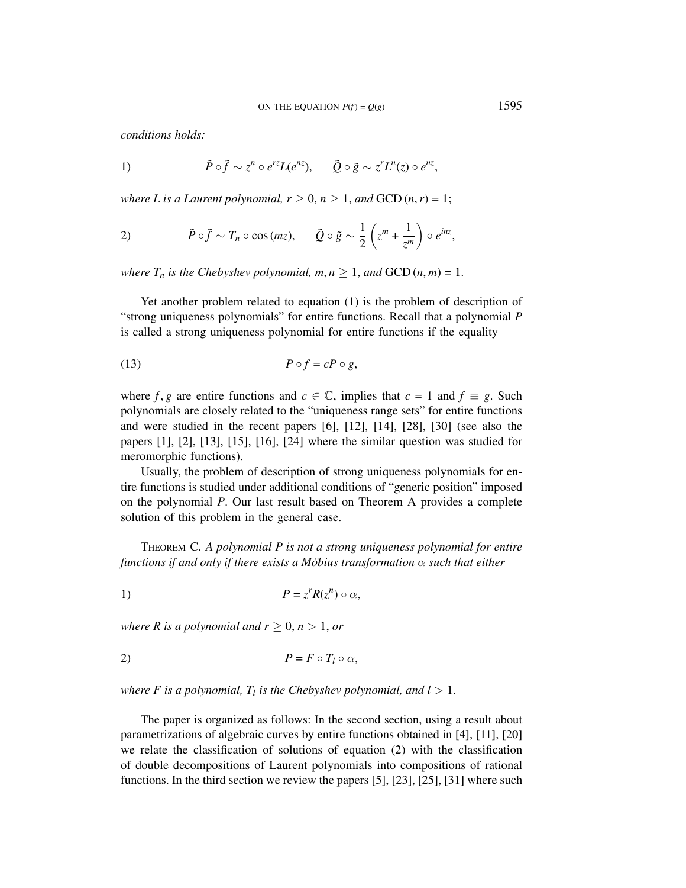*conditions holds:*

$$1) \qquad \tilde{P} \circ \tilde{f} \sim z^n \circ e^{rz} L(e^{nz}), \qquad \tilde{Q} \circ \tilde{g} \sim z^r L^n(z) \circ e^{nz},$$

*where $L$ is a Laurent polynomial, $r \geq 0$, $n \geq 1$, and* GCD $(n, r) = 1$;

$$2) \qquad \tilde{P} \circ \tilde{f} \sim T_n \circ \cos(mz), \qquad \tilde{Q} \circ \tilde{g} \sim \frac{1}{2}\left(z^m + \frac{1}{z^m}\right) \circ e^{inz},$$

*where $T_n$ is the Chebyshev polynomial, $m, n \geq 1$, and* GCD $(n, m) = 1$.

Yet another problem related to equation (1) is the problem of description of "strong uniqueness polynomials" for entire functions. Recall that a polynomial $P$ is called a strong uniqueness polynomial for entire functions if the equality

$$P \circ f = cP \circ g, \tag{13}$$

where $f, g$ are entire functions and $c \in \mathbb{C}$, implies that $c = 1$ and $f \equiv g$. Such polynomials are closely related to the "uniqueness range sets" for entire functions and were studied in the recent papers [6], [12], [14], [28], [30] (see also the papers [1], [2], [13], [15], [16], [24] where the similar question was studied for meromorphic functions).

Usually, the problem of description of strong uniqueness polynomials for entire functions is studied under additional conditions of "generic position" imposed on the polynomial $P$. Our last result based on Theorem A provides a complete solution of this problem in the general case.

THEOREM C. *A polynomial $P$ is not a strong uniqueness polynomial for entire functions if and only if there exists a Möbius transformation $\alpha$ such that either*

$$1) \qquad P = z^r R(z^n) \circ \alpha,$$

*where $R$ is a polynomial and $r \geq 0$, $n > 1$, or*

$$2) \qquad P = F \circ T_l \circ \alpha,$$

*where $F$ is a polynomial, $T_l$ is the Chebyshev polynomial, and $l > 1$.*

The paper is organized as follows: In the second section, using a result about parametrizations of algebraic curves by entire functions obtained in [4], [11], [20] we relate the classification of solutions of equation (2) with the classification of double decompositions of Laurent polynomials into compositions of rational functions. In the third section we review the papers [5], [23], [25], [31] where such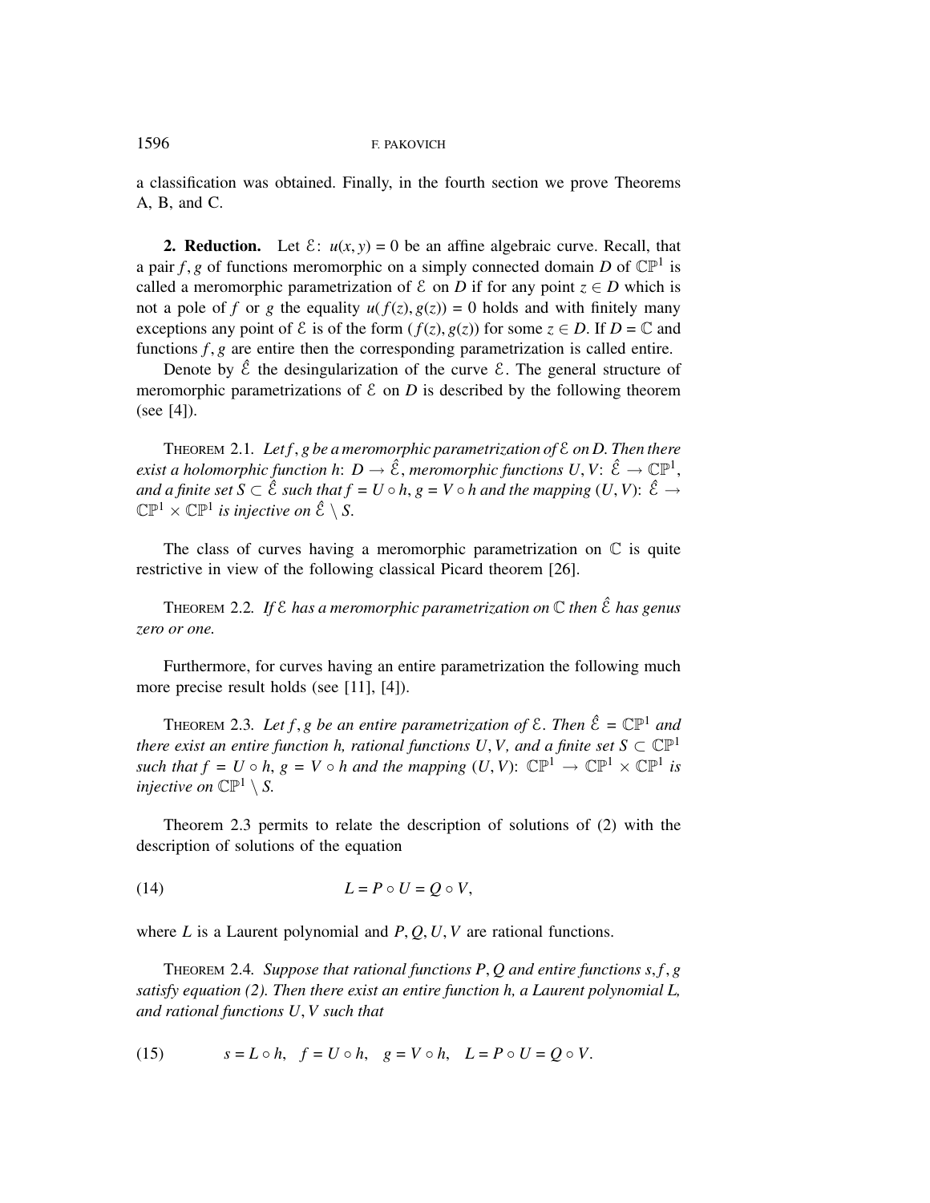a classification was obtained. Finally, in the fourth section we prove Theorems A, B, and C.

**2. Reduction.** Let $\mathcal{E}\colon\ u(x, y) = 0$ be an affine algebraic curve. Recall, that a pair $f, g$ of functions meromorphic on a simply connected domain $D$ of $\mathbb{CP}^1$ is called a meromorphic parametrization of $\mathcal{E}$ on $D$ if for any point $z \in D$ which is not a pole of $f$ or $g$ the equality $u(f(z), g(z)) = 0$ holds and with finitely many exceptions any point of $\mathcal{E}$ is of the form $(f(z), g(z))$ for some $z \in D$. If $D = \mathbb{C}$ and functions $f, g$ are entire then the corresponding parametrization is called entire.

Denote by $\hat{\mathcal{E}}$ the desingularization of the curve $\mathcal{E}$. The general structure of meromorphic parametrizations of $\mathcal{E}$ on $D$ is described by the following theorem (see [4]).

THEOREM 2.1. *Let $f, g$ be a meromorphic parametrization of $\mathcal{E}$ on $D$. Then there exist a holomorphic function $h\colon\ D \to \hat{\mathcal{E}}$, meromorphic functions $U, V\colon\ \hat{\mathcal{E}} \to \mathbb{CP}^1$, and a finite set $S \subset \hat{\mathcal{E}}$ such that $f = U \circ h$, $g = V \circ h$ and the mapping $(U, V)\colon\ \hat{\mathcal{E}} \to \mathbb{CP}^1 \times \mathbb{CP}^1$ is injective on $\hat{\mathcal{E}} \setminus S$.*

The class of curves having a meromorphic parametrization on $\mathbb{C}$ is quite restrictive in view of the following classical Picard theorem [26].

THEOREM 2.2. *If $\mathcal{E}$ has a meromorphic parametrization on $\mathbb{C}$ then $\hat{\mathcal{E}}$ has genus zero or one.*

Furthermore, for curves having an entire parametrization the following much more precise result holds (see [11], [4]).

THEOREM 2.3. *Let $f, g$ be an entire parametrization of $\mathcal{E}$. Then $\hat{\mathcal{E}} = \mathbb{CP}^1$ and there exist an entire function $h$, rational functions $U, V$, and a finite set $S \subset \mathbb{CP}^1$ such that $f = U \circ h$, $g = V \circ h$ and the mapping $(U, V)\colon\ \mathbb{CP}^1 \to \mathbb{CP}^1 \times \mathbb{CP}^1$ is injective on $\mathbb{CP}^1 \setminus S$.*

Theorem 2.3 permits to relate the description of solutions of (2) with the description of solutions of the equation

$$L = P \circ U = Q \circ V, \tag{14}$$

where $L$ is a Laurent polynomial and $P, Q, U, V$ are rational functions.

THEOREM 2.4. *Suppose that rational functions $P, Q$ and entire functions $s, f, g$ satisfy equation (2). Then there exist an entire function $h$, a Laurent polynomial $L$, and rational functions $U, V$ such that*

$$s = L \circ h, \quad f = U \circ h, \quad g = V \circ h, \quad L = P \circ U = Q \circ V. \tag{15}$$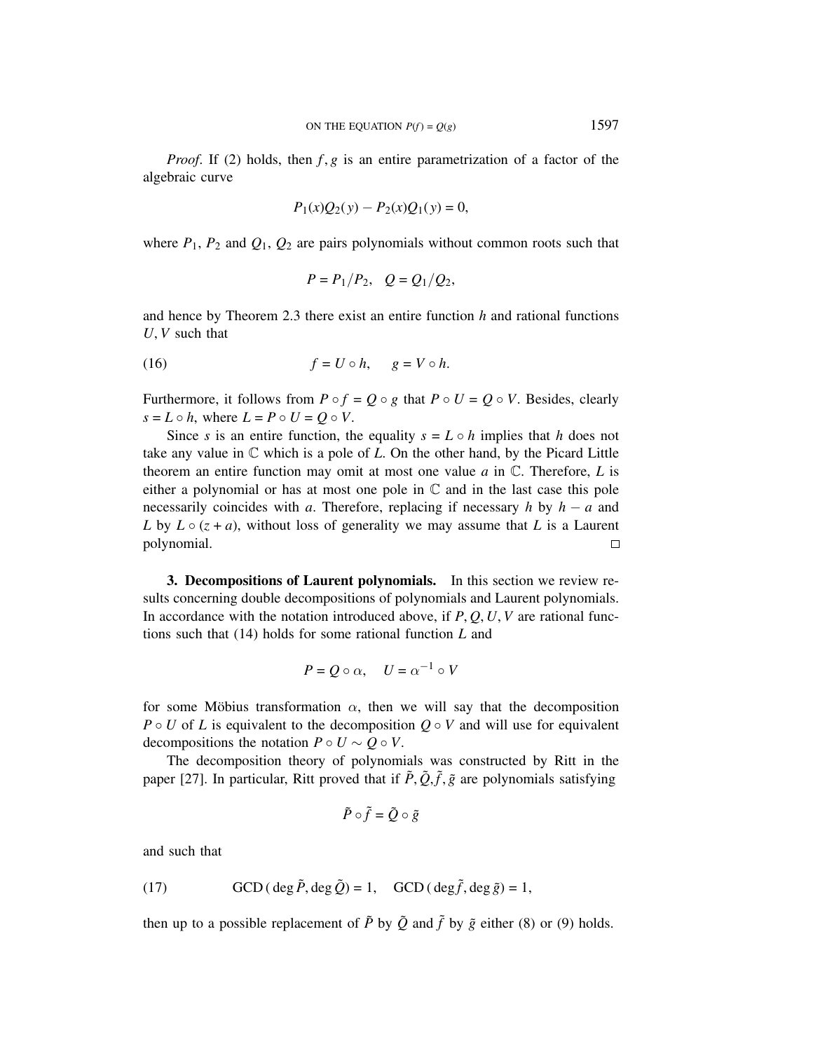*Proof*. If (2) holds, then $f, g$ is an entire parametrization of a factor of the algebraic curve

$$P_1(x)Q_2(y) - P_2(x)Q_1(y) = 0,$$

where $P_1$, $P_2$ and $Q_1$, $Q_2$ are pairs polynomials without common roots such that

$$P = P_1/P_2, \quad Q = Q_1/Q_2,$$

and hence by Theorem 2.3 there exist an entire function $h$ and rational functions $U, V$ such that

$$f = U \circ h, \qquad g = V \circ h. \tag{16}$$

Furthermore, it follows from $P \circ f = Q \circ g$ that $P \circ U = Q \circ V$. Besides, clearly $s = L \circ h$, where $L = P \circ U = Q \circ V$.

Since $s$ is an entire function, the equality $s = L \circ h$ implies that $h$ does not take any value in $\mathbb{C}$ which is a pole of $L$. On the other hand, by the Picard Little theorem an entire function may omit at most one value $a$ in $\mathbb{C}$. Therefore, $L$ is either a polynomial or has at most one pole in $\mathbb{C}$ and in the last case this pole necessarily coincides with $a$. Therefore, replacing if necessary $h$ by $h - a$ and $L$ by $L \circ (z + a)$, without loss of generality we may assume that $L$ is a Laurent polynomial. □

## 3. Decompositions of Laurent polynomials.

In this section we review results concerning double decompositions of polynomials and Laurent polynomials. In accordance with the notation introduced above, if $P, Q, U, V$ are rational functions such that (14) holds for some rational function $L$ and

$$P = Q \circ \alpha, \quad U = \alpha^{-1} \circ V$$

for some Möbius transformation $\alpha$, then we will say that the decomposition $P \circ U$ of $L$ is equivalent to the decomposition $Q \circ V$ and will use for equivalent decompositions the notation $P \circ U \sim Q \circ V$.

The decomposition theory of polynomials was constructed by Ritt in the paper [27]. In particular, Ritt proved that if $\tilde{P}, \tilde{Q}, \tilde{f}, \tilde{g}$ are polynomials satisfying

$$\tilde{P} \circ \tilde{f} = \tilde{Q} \circ \tilde{g}$$

and such that

$$\text{GCD}\,(\deg \tilde{P}, \deg \tilde{Q}) = 1, \quad \text{GCD}\,(\deg \tilde{f}, \deg \tilde{g}) = 1, \tag{17}$$

then up to a possible replacement of $\tilde{P}$ by $\tilde{Q}$ and $\tilde{f}$ by $\tilde{g}$ either (8) or (9) holds.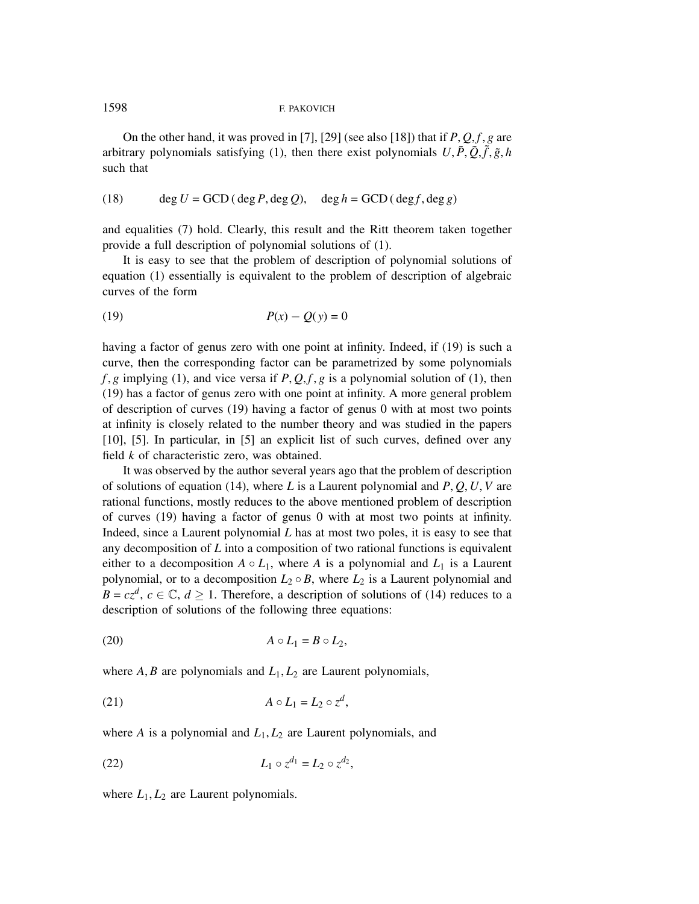On the other hand, it was proved in [7], [29] (see also [18]) that if $P, Q, f, g$ are arbitrary polynomials satisfying (1), then there exist polynomials $U, \tilde{P}, \tilde{Q}, \tilde{f}, \tilde{g}, h$ such that

$$\deg U = \mathrm{GCD}\,(\deg P, \deg Q), \quad \deg h = \mathrm{GCD}\,(\deg f, \deg g) \tag{18}$$

and equalities (7) hold. Clearly, this result and the Ritt theorem taken together provide a full description of polynomial solutions of (1).

It is easy to see that the problem of description of polynomial solutions of equation (1) essentially is equivalent to the problem of description of algebraic curves of the form

$$P(x) - Q(y) = 0 \tag{19}$$

having a factor of genus zero with one point at infinity. Indeed, if (19) is such a curve, then the corresponding factor can be parametrized by some polynomials $f, g$ implying (1), and vice versa if $P, Q, f, g$ is a polynomial solution of (1), then (19) has a factor of genus zero with one point at infinity. A more general problem of description of curves (19) having a factor of genus 0 with at most two points at infinity is closely related to the number theory and was studied in the papers [10], [5]. In particular, in [5] an explicit list of such curves, defined over any field $k$ of characteristic zero, was obtained.

It was observed by the author several years ago that the problem of description of solutions of equation (14), where $L$ is a Laurent polynomial and $P, Q, U, V$ are rational functions, mostly reduces to the above mentioned problem of description of curves (19) having a factor of genus 0 with at most two points at infinity. Indeed, since a Laurent polynomial $L$ has at most two poles, it is easy to see that any decomposition of $L$ into a composition of two rational functions is equivalent either to a decomposition $A \circ L_1$, where $A$ is a polynomial and $L_1$ is a Laurent polynomial, or to a decomposition $L_2 \circ B$, where $L_2$ is a Laurent polynomial and $B = cz^d$, $c \in \mathbb{C}$, $d \geq 1$. Therefore, a description of solutions of (14) reduces to a description of solutions of the following three equations:

$$A \circ L_1 = B \circ L_2, \tag{20}$$

where $A, B$ are polynomials and $L_1, L_2$ are Laurent polynomials,

$$A \circ L_1 = L_2 \circ z^d, \tag{21}$$

where $A$ is a polynomial and $L_1, L_2$ are Laurent polynomials, and

$$L_1 \circ z^{d_1} = L_2 \circ z^{d_2}, \tag{22}$$

where $L_1, L_2$ are Laurent polynomials.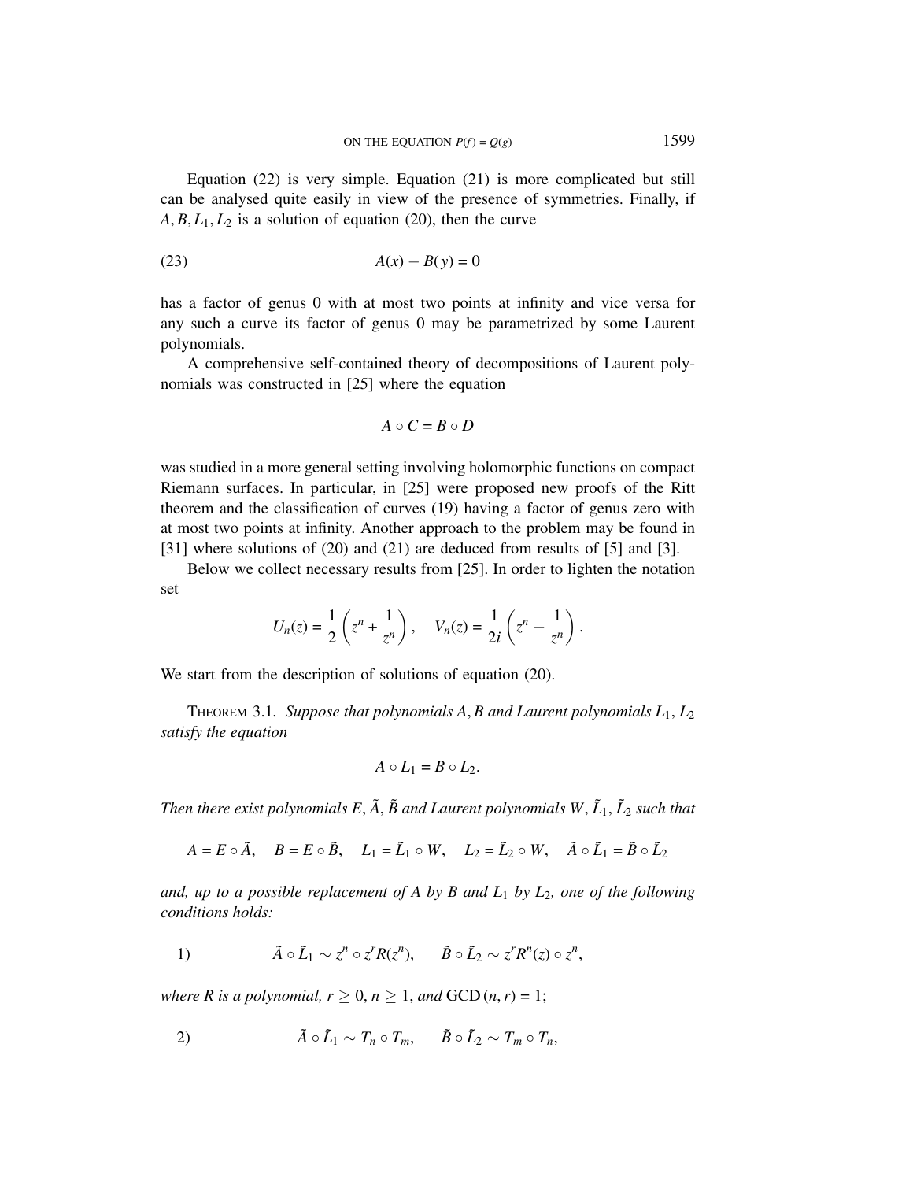Equation (22) is very simple. Equation (21) is more complicated but still can be analysed quite easily in view of the presence of symmetries. Finally, if $A, B, L_1, L_2$ is a solution of equation (20), then the curve

$$A(x) - B(y) = 0 \tag{23}$$

has a factor of genus 0 with at most two points at infinity and vice versa for any such a curve its factor of genus 0 may be parametrized by some Laurent polynomials.

A comprehensive self-contained theory of decompositions of Laurent polynomials was constructed in [25] where the equation

$$A \circ C = B \circ D$$

was studied in a more general setting involving holomorphic functions on compact Riemann surfaces. In particular, in [25] were proposed new proofs of the Ritt theorem and the classification of curves (19) having a factor of genus zero with at most two points at infinity. Another approach to the problem may be found in [31] where solutions of (20) and (21) are deduced from results of [5] and [3].

Below we collect necessary results from [25]. In order to lighten the notation set

$$U_n(z) = \frac{1}{2}\left(z^n + \frac{1}{z^n}\right), \quad V_n(z) = \frac{1}{2i}\left(z^n - \frac{1}{z^n}\right).$$

We start from the description of solutions of equation (20).

Theorem 3.1. *Suppose that polynomials $A, B$ and Laurent polynomials $L_1, L_2$ satisfy the equation*

$$A \circ L_1 = B \circ L_2.$$

*Then there exist polynomials $E, \tilde{A}, \tilde{B}$ and Laurent polynomials $W, \tilde{L}_1, \tilde{L}_2$ such that*

$$A = E \circ \tilde{A}, \quad B = E \circ \tilde{B}, \quad L_1 = \tilde{L}_1 \circ W, \quad L_2 = \tilde{L}_2 \circ W, \quad \tilde{A} \circ \tilde{L}_1 = \tilde{B} \circ \tilde{L}_2$$

*and, up to a possible replacement of $A$ by $B$ and $L_1$ by $L_2$, one of the following conditions holds:*

1) $$\tilde{A} \circ \tilde{L}_1 \sim z^n \circ z^r R(z^n), \qquad \tilde{B} \circ \tilde{L}_2 \sim z^r R^n(z) \circ z^n,$$

*where $R$ is a polynomial, $r \geq 0$, $n \geq 1$, and* $\mathrm{GCD}(n, r) = 1$;

2) $$\tilde{A} \circ \tilde{L}_1 \sim T_n \circ T_m, \qquad \tilde{B} \circ \tilde{L}_2 \sim T_m \circ T_n,$$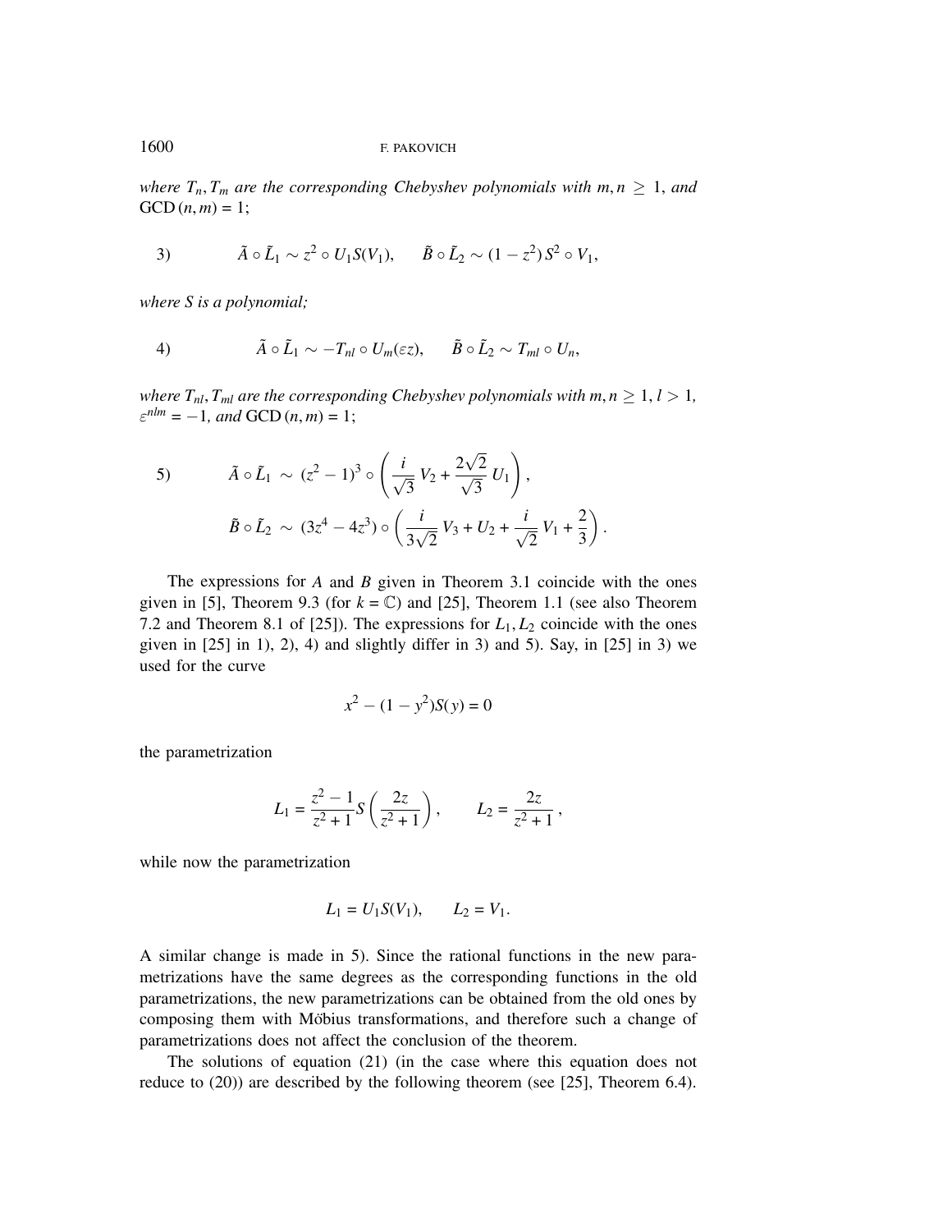*where $T_n, T_m$ are the corresponding Chebyshev polynomials with $m, n \geq 1$, and* $\mathrm{GCD}\,(n, m) = 1$;

$$3) \qquad \tilde{A} \circ \tilde{L}_1 \sim z^2 \circ U_1 S(V_1), \qquad \tilde{B} \circ \tilde{L}_2 \sim (1 - z^2)\, S^2 \circ V_1,$$

*where $S$ is a polynomial;*

$$4) \qquad \tilde{A} \circ \tilde{L}_1 \sim -T_{nl} \circ U_m(\varepsilon z), \qquad \tilde{B} \circ \tilde{L}_2 \sim T_{ml} \circ U_n,$$

*where $T_{nl}, T_{ml}$ are the corresponding Chebyshev polynomials with $m, n \geq 1$, $l > 1$, $\varepsilon^{nlm} = -1$, and* $\mathrm{GCD}\,(n, m) = 1$;

$$5) \qquad \tilde{A} \circ \tilde{L}_1 \sim (z^2 - 1)^3 \circ \left( \frac{i}{\sqrt{3}}\, V_2 + \frac{2\sqrt{2}}{\sqrt{3}}\, U_1 \right),$$

$$\tilde{B} \circ \tilde{L}_2 \sim (3z^4 - 4z^3) \circ \left( \frac{i}{3\sqrt{2}}\, V_3 + U_2 + \frac{i}{\sqrt{2}}\, V_1 + \frac{2}{3} \right).$$

The expressions for $A$ and $B$ given in Theorem 3.1 coincide with the ones given in [5], Theorem 9.3 (for $k = \mathbb{C}$) and [25], Theorem 1.1 (see also Theorem 7.2 and Theorem 8.1 of [25]). The expressions for $L_1, L_2$ coincide with the ones given in [25] in 1), 2), 4) and slightly differ in 3) and 5). Say, in [25] in 3) we used for the curve

$$x^2 - (1 - y^2) S(y) = 0$$

the parametrization

$$L_1 = \frac{z^2 - 1}{z^2 + 1} S\left( \frac{2z}{z^2 + 1} \right), \qquad L_2 = \frac{2z}{z^2 + 1},$$

while now the parametrization

$$L_1 = U_1 S(V_1), \qquad L_2 = V_1.$$

A similar change is made in 5). Since the rational functions in the new parametrizations have the same degrees as the corresponding functions in the old parametrizations, the new parametrizations can be obtained from the old ones by composing them with Möbius transformations, and therefore such a change of parametrizations does not affect the conclusion of the theorem.

The solutions of equation (21) (in the case where this equation does not reduce to (20)) are described by the following theorem (see [25], Theorem 6.4).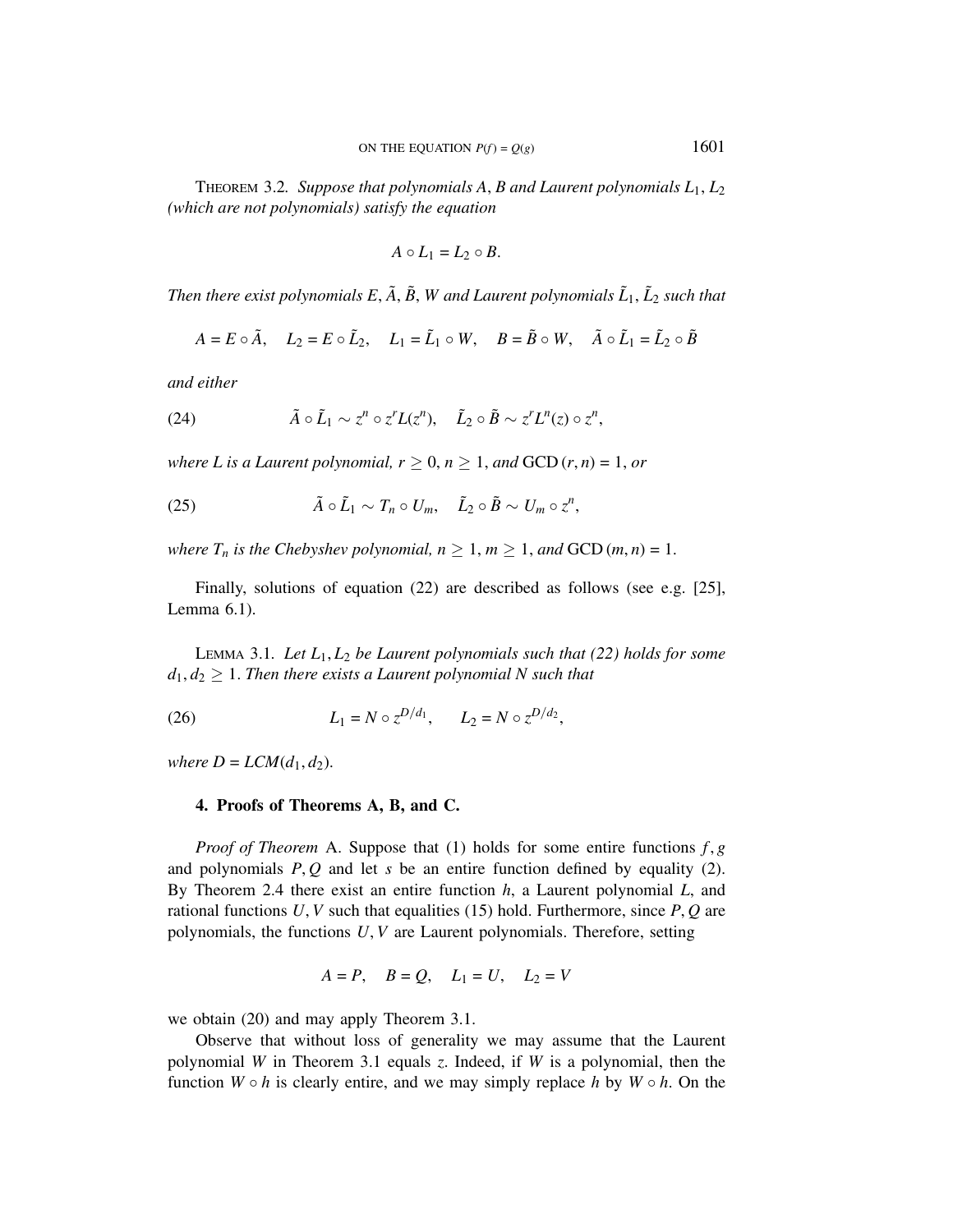THEOREM 3.2. *Suppose that polynomials $A, B$ and Laurent polynomials $L_1, L_2$ (which are not polynomials) satisfy the equation*

$$A \circ L_1 = L_2 \circ B.$$

*Then there exist polynomials $E, \tilde{A}, \tilde{B}, W$ and Laurent polynomials $\tilde{L}_1, \tilde{L}_2$ such that*

$$A = E \circ \tilde{A}, \quad L_2 = E \circ \tilde{L}_2, \quad L_1 = \tilde{L}_1 \circ W, \quad B = \tilde{B} \circ W, \quad \tilde{A} \circ \tilde{L}_1 = \tilde{L}_2 \circ \tilde{B}$$

*and either*

$$\tilde{A} \circ \tilde{L}_1 \sim z^n \circ z^r L(z^n), \quad \tilde{L}_2 \circ \tilde{B} \sim z^r L^n(z) \circ z^n, \tag{24}$$

*where $L$ is a Laurent polynomial, $r \geq 0$, $n \geq 1$, and* $\mathrm{GCD}(r, n) = 1$, *or*

$$\tilde{A} \circ \tilde{L}_1 \sim T_n \circ U_m, \quad \tilde{L}_2 \circ \tilde{B} \sim U_m \circ z^n, \tag{25}$$

*where $T_n$ is the Chebyshev polynomial, $n \geq 1$, $m \geq 1$, and* $\mathrm{GCD}(m, n) = 1$.

Finally, solutions of equation (22) are described as follows (see e.g. [25], Lemma 6.1).

LEMMA 3.1. *Let $L_1, L_2$ be Laurent polynomials such that (22) holds for some $d_1, d_2 \geq 1$. Then there exists a Laurent polynomial $N$ such that*

$$L_1 = N \circ z^{D/d_1}, \qquad L_2 = N \circ z^{D/d_2}, \tag{26}$$

*where $D = LCM(d_1, d_2)$.*

### 4. Proofs of Theorems A, B, and C.

*Proof of Theorem* A. Suppose that (1) holds for some entire functions $f, g$ and polynomials $P, Q$ and let $s$ be an entire function defined by equality (2). By Theorem 2.4 there exist an entire function $h$, a Laurent polynomial $L$, and rational functions $U, V$ such that equalities (15) hold. Furthermore, since $P, Q$ are polynomials, the functions $U, V$ are Laurent polynomials. Therefore, setting

$$A = P, \quad B = Q, \quad L_1 = U, \quad L_2 = V$$

we obtain (20) and may apply Theorem 3.1.

Observe that without loss of generality we may assume that the Laurent polynomial $W$ in Theorem 3.1 equals $z$. Indeed, if $W$ is a polynomial, then the function $W \circ h$ is clearly entire, and we may simply replace $h$ by $W \circ h$. On the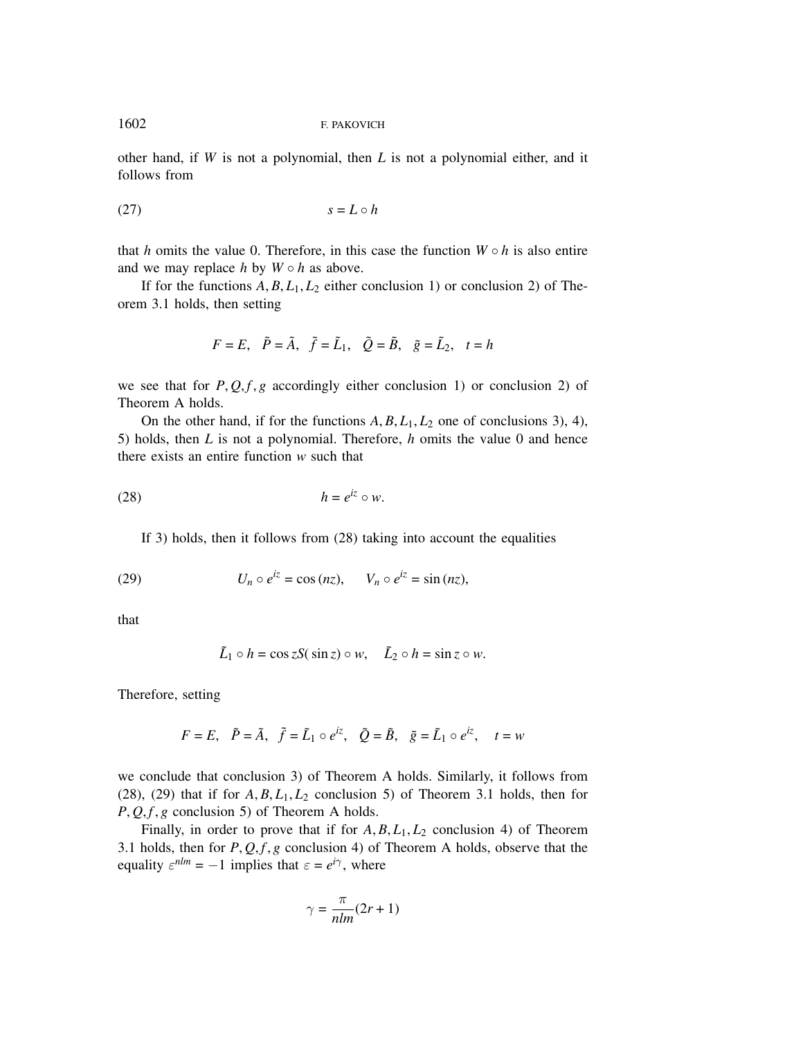other hand, if $W$ is not a polynomial, then $L$ is not a polynomial either, and it follows from

$$s = L \circ h \tag{27}$$

that $h$ omits the value 0. Therefore, in this case the function $W \circ h$ is also entire and we may replace $h$ by $W \circ h$ as above.

If for the functions $A, B, L_1, L_2$ either conclusion 1) or conclusion 2) of Theorem 3.1 holds, then setting

$$F = E, \quad \tilde{P} = \tilde{A}, \quad \tilde{f} = \tilde{L}_1, \quad \tilde{Q} = \tilde{B}, \quad \tilde{g} = \tilde{L}_2, \quad t = h$$

we see that for $P, Q, f, g$ accordingly either conclusion 1) or conclusion 2) of Theorem A holds.

On the other hand, if for the functions $A, B, L_1, L_2$ one of conclusions 3), 4), 5) holds, then $L$ is not a polynomial. Therefore, $h$ omits the value 0 and hence there exists an entire function $w$ such that

$$h = e^{iz} \circ w. \tag{28}$$

If 3) holds, then it follows from (28) taking into account the equalities

$$U_n \circ e^{iz} = \cos{(nz)}, \qquad V_n \circ e^{iz} = \sin{(nz)}, \tag{29}$$

that

$$\tilde{L}_1 \circ h = \cos z S(\sin z) \circ w, \quad \tilde{L}_2 \circ h = \sin z \circ w.$$

Therefore, setting

$$F = E, \quad \tilde{P} = \tilde{A}, \quad \tilde{f} = \tilde{L}_1 \circ e^{iz}, \quad \tilde{Q} = \tilde{B}, \quad \tilde{g} = \tilde{L}_1 \circ e^{iz}, \quad t = w$$

we conclude that conclusion 3) of Theorem A holds. Similarly, it follows from (28), (29) that if for $A, B, L_1, L_2$ conclusion 5) of Theorem 3.1 holds, then for $P, Q, f, g$ conclusion 5) of Theorem A holds.

Finally, in order to prove that if for $A, B, L_1, L_2$ conclusion 4) of Theorem 3.1 holds, then for $P, Q, f, g$ conclusion 4) of Theorem A holds, observe that the equality $\varepsilon^{nlm} = -1$ implies that $\varepsilon = e^{i\gamma}$, where

$$\gamma = \frac{\pi}{nlm}(2r + 1)$$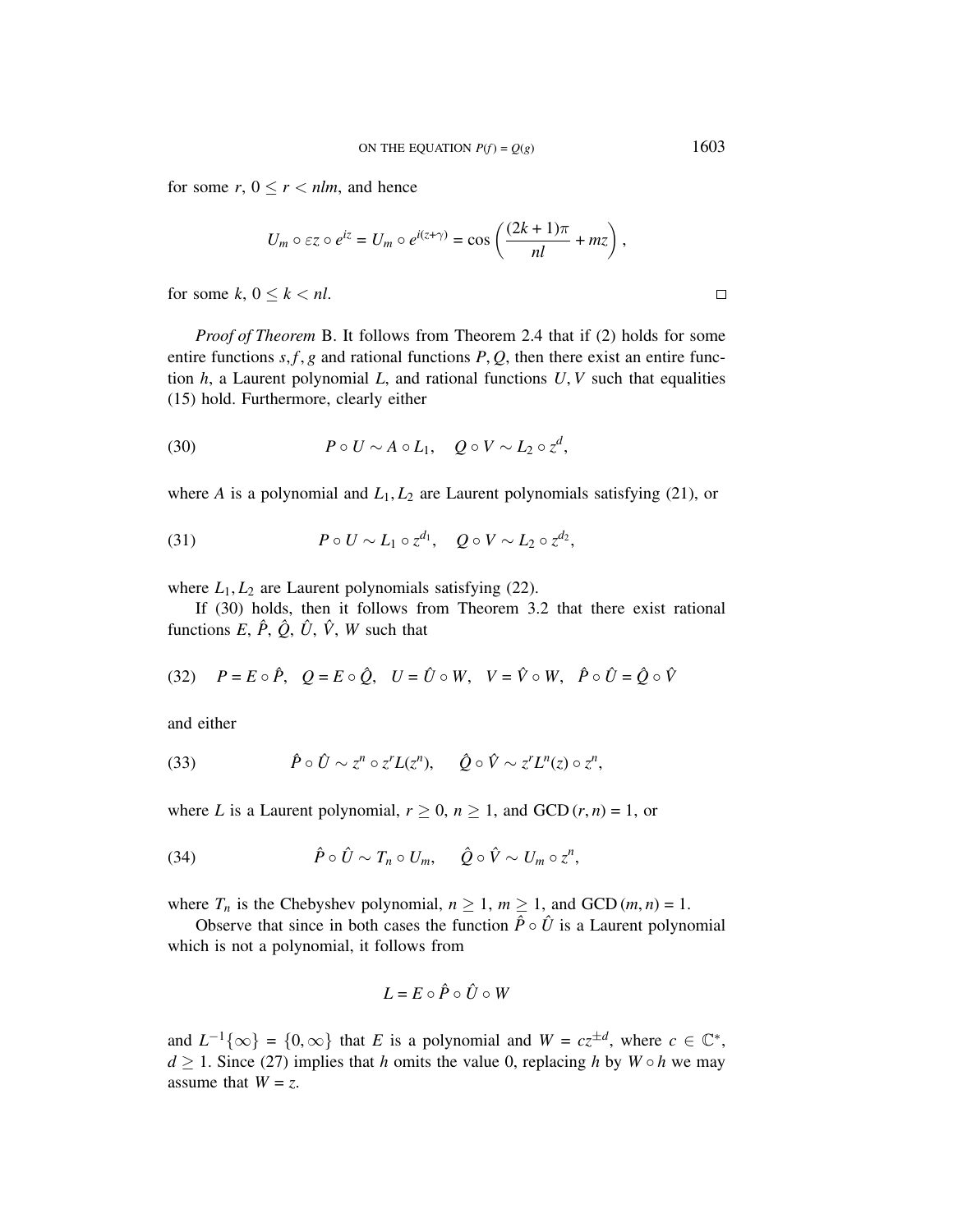for some $r$, $0 \leq r < nlm$, and hence

$$U_m \circ \varepsilon z \circ e^{iz} = U_m \circ e^{i(z+\gamma)} = \cos\left(\frac{(2k+1)\pi}{nl} + mz\right),$$

for some $k$, $0 \leq k < nl$. □

*Proof of Theorem* B. It follows from Theorem 2.4 that if (2) holds for some entire functions $s, f, g$ and rational functions $P, Q$, then there exist an entire function $h$, a Laurent polynomial $L$, and rational functions $U, V$ such that equalities (15) hold. Furthermore, clearly either

$$(30) \qquad P \circ U \sim A \circ L_1, \quad Q \circ V \sim L_2 \circ z^d,$$

where $A$ is a polynomial and $L_1, L_2$ are Laurent polynomials satisfying (21), or

$$(31) \qquad P \circ U \sim L_1 \circ z^{d_1}, \quad Q \circ V \sim L_2 \circ z^{d_2},$$

where $L_1, L_2$ are Laurent polynomials satisfying (22).

If (30) holds, then it follows from Theorem 3.2 that there exist rational functions $E$, $\hat{P}$, $\hat{Q}$, $\hat{U}$, $\hat{V}$, $W$ such that

$$(32) \quad P = E \circ \hat{P}, \quad Q = E \circ \hat{Q}, \quad U = \hat{U} \circ W, \quad V = \hat{V} \circ W, \quad \hat{P} \circ \hat{U} = \hat{Q} \circ \hat{V}$$

and either

$$(33) \qquad \hat{P} \circ \hat{U} \sim z^n \circ z^r L(z^n), \qquad \hat{Q} \circ \hat{V} \sim z^r L^n(z) \circ z^n,$$

where $L$ is a Laurent polynomial, $r \geq 0$, $n \geq 1$, and $\text{GCD}(r, n) = 1$, or

$$(34) \qquad \hat{P} \circ \hat{U} \sim T_n \circ U_m, \qquad \hat{Q} \circ \hat{V} \sim U_m \circ z^n,$$

where $T_n$ is the Chebyshev polynomial, $n \geq 1$, $m \geq 1$, and $\text{GCD}(m, n) = 1$.

Observe that since in both cases the function $\hat{P} \circ \hat{U}$ is a Laurent polynomial which is not a polynomial, it follows from

$$L = E \circ \hat{P} \circ \hat{U} \circ W$$

and $L^{-1}\{\infty\} = \{0, \infty\}$ that $E$ is a polynomial and $W = cz^{\pm d}$, where $c \in \mathbb{C}^*$, $d \geq 1$. Since (27) implies that $h$ omits the value 0, replacing $h$ by $W \circ h$ we may assume that $W = z$.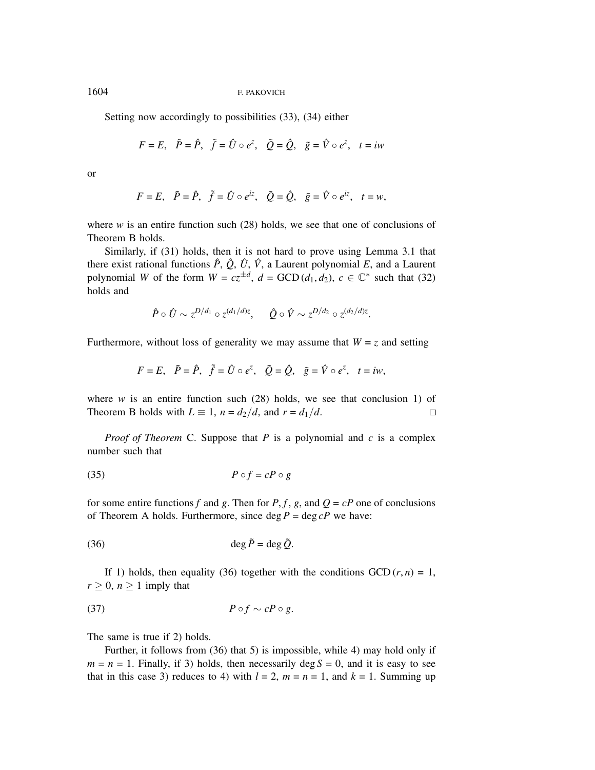Setting now accordingly to possibilities (33), (34) either

$$F = E, \quad \tilde{P} = \hat{P}, \quad \tilde{f} = \hat{U} \circ e^{z}, \quad \tilde{Q} = \hat{Q}, \quad \tilde{g} = \hat{V} \circ e^{z}, \quad t = iw$$

or

$$F = E, \quad \tilde{P} = \hat{P}, \quad \tilde{f} = \hat{U} \circ e^{iz}, \quad \tilde{Q} = \hat{Q}, \quad \tilde{g} = \hat{V} \circ e^{iz}, \quad t = w,$$

where $w$ is an entire function such (28) holds, we see that one of conclusions of Theorem B holds.

Similarly, if (31) holds, then it is not hard to prove using Lemma 3.1 that there exist rational functions $\hat{P}$, $\hat{Q}$, $\hat{U}$, $\hat{V}$, a Laurent polynomial $E$, and a Laurent polynomial $W$ of the form $W = cz^{\pm d}$, $d = \text{GCD}(d_1, d_2)$, $c \in \mathbb{C}^*$ such that (32) holds and

$$\hat{P} \circ \hat{U} \sim z^{D/d_1} \circ z^{(d_1/d)z}, \qquad \hat{Q} \circ \hat{V} \sim z^{D/d_2} \circ z^{(d_2/d)z}.$$

Furthermore, without loss of generality we may assume that $W = z$ and setting

$$F = E, \quad \tilde{P} = \hat{P}, \quad \tilde{f} = \hat{U} \circ e^{z}, \quad \tilde{Q} = \hat{Q}, \quad \tilde{g} = \hat{V} \circ e^{z}, \quad t = iw,$$

where $w$ is an entire function such (28) holds, we see that conclusion 1) of Theorem B holds with $L \equiv 1$, $n = d_2/d$, and $r = d_1/d$. $\square$

*Proof of Theorem* C. Suppose that $P$ is a polynomial and $c$ is a complex number such that

$$P \circ f = cP \circ g \tag{35}$$

for some entire functions $f$ and $g$. Then for $P, f, g$, and $Q = cP$ one of conclusions of Theorem A holds. Furthermore, since $\deg P = \deg cP$ we have:

$$\deg \tilde{P} = \deg \tilde{Q}. \tag{36}$$

If 1) holds, then equality (36) together with the conditions $\text{GCD}(r, n) = 1$, $r \geq 0$, $n \geq 1$ imply that

$$P \circ f \sim cP \circ g. \tag{37}$$

The same is true if 2) holds.

Further, it follows from (36) that 5) is impossible, while 4) may hold only if $m = n = 1$. Finally, if 3) holds, then necessarily $\deg S = 0$, and it is easy to see that in this case 3) reduces to 4) with $l = 2$, $m = n = 1$, and $k = 1$. Summing up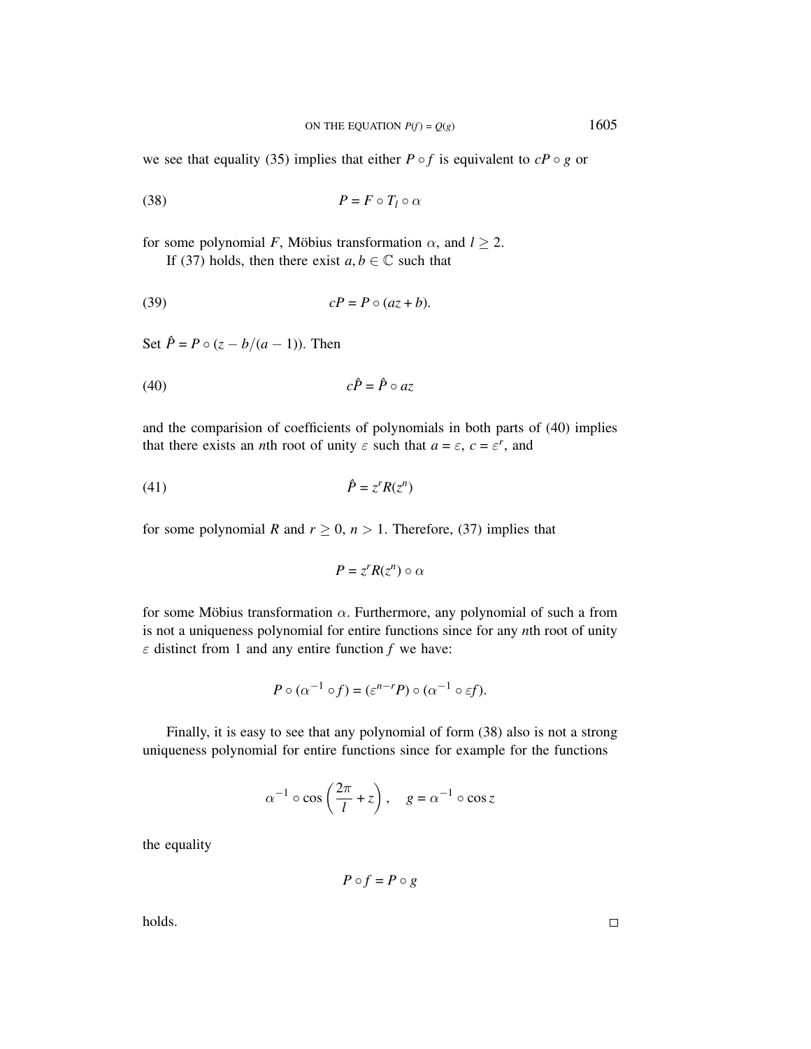we see that equality (35) implies that either $P \circ f$ is equivalent to $cP \circ g$ or

$$P = F \circ T_l \circ \alpha \tag{38}$$

for some polynomial $F$, Möbius transformation $\alpha$, and $l \geq 2$.

If (37) holds, then there exist $a, b \in \mathbb{C}$ such that

$$cP = P \circ (az + b). \tag{39}$$

Set $\hat{P} = P \circ (z - b/(a-1))$. Then

$$c\hat{P} = \hat{P} \circ az \tag{40}$$

and the comparision of coefficients of polynomials in both parts of (40) implies that there exists an $n$th root of unity $\varepsilon$ such that $a = \varepsilon$, $c = \varepsilon^r$, and

$$\hat{P} = z^r R(z^n) \tag{41}$$

for some polynomial $R$ and $r \geq 0$, $n > 1$. Therefore, (37) implies that

$$P = z^r R(z^n) \circ \alpha$$

for some Möbius transformation $\alpha$. Furthermore, any polynomial of such a from is not a uniqueness polynomial for entire functions since for any $n$th root of unity $\varepsilon$ distinct from 1 and any entire function $f$ we have:

$$P \circ (\alpha^{-1} \circ f) = (\varepsilon^{n-r} P) \circ (\alpha^{-1} \circ \varepsilon f).$$

Finally, it is easy to see that any polynomial of form (38) also is not a strong uniqueness polynomial for entire functions since for example for the functions

$$\alpha^{-1} \circ \cos\left(\frac{2\pi}{l} + z\right), \quad g = \alpha^{-1} \circ \cos z$$

the equality

$$P \circ f = P \circ g$$

holds. □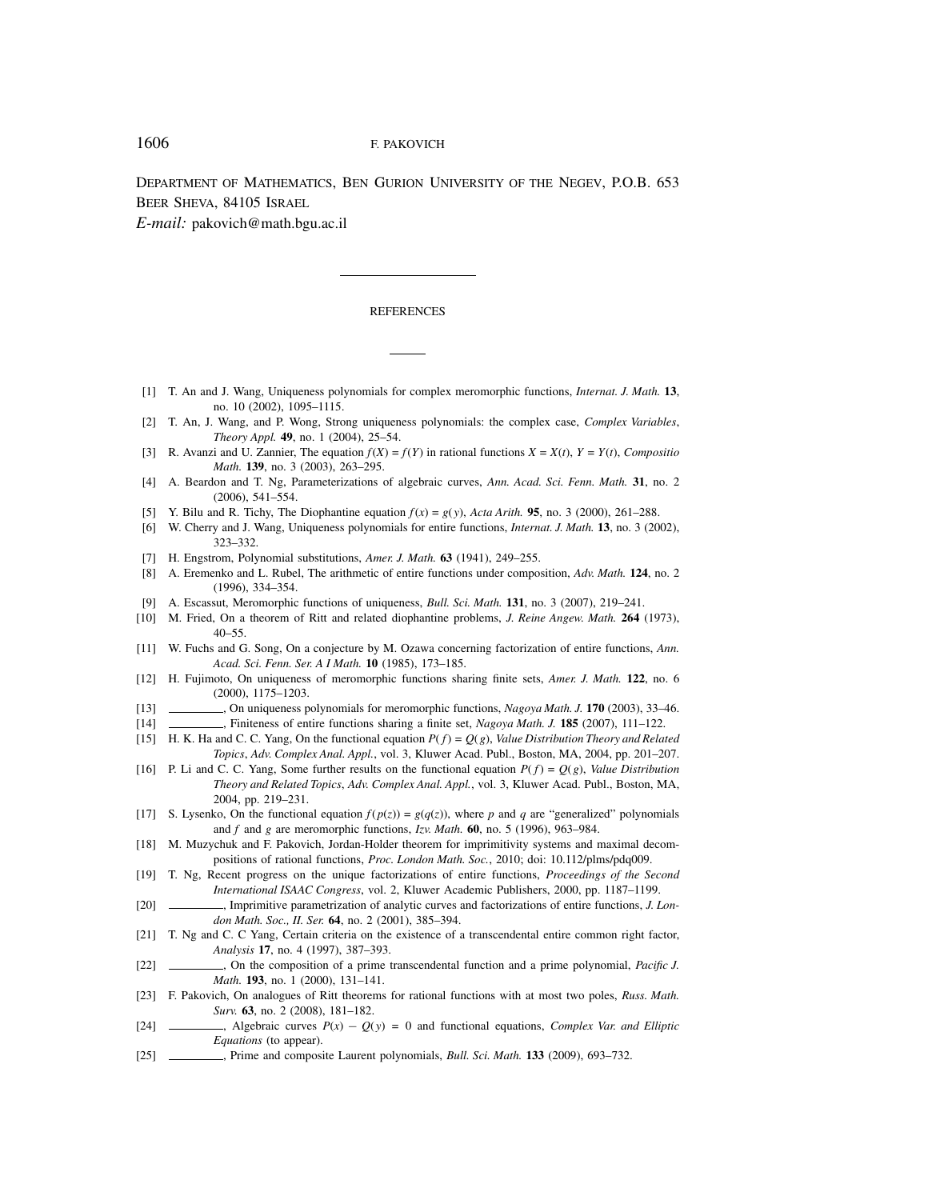Department of Mathematics, Ben Gurion University of the Negev, P.O.B. 653
Beer Sheva, 84105 Israel
*E-mail:* pakovich@math.bgu.ac.il

---

## REFERENCES

---

[1] T. An and J. Wang, Uniqueness polynomials for complex meromorphic functions, *Internat. J. Math.* **13**, no. 10 (2002), 1095–1115.

[2] T. An, J. Wang, and P. Wong, Strong uniqueness polynomials: the complex case, *Complex Variables, Theory Appl.* **49**, no. 1 (2004), 25–54.

[3] R. Avanzi and U. Zannier, The equation $f(X) = f(Y)$ in rational functions $X = X(t)$, $Y = Y(t)$, *Compositio Math.* **139**, no. 3 (2003), 263–295.

[4] A. Beardon and T. Ng, Parameterizations of algebraic curves, *Ann. Acad. Sci. Fenn. Math.* **31**, no. 2 (2006), 541–554.

[5] Y. Bilu and R. Tichy, The Diophantine equation $f(x) = g(y)$, *Acta Arith.* **95**, no. 3 (2000), 261–288.

[6] W. Cherry and J. Wang, Uniqueness polynomials for entire functions, *Internat. J. Math.* **13**, no. 3 (2002), 323–332.

[7] H. Engstrom, Polynomial substitutions, *Amer. J. Math.* **63** (1941), 249–255.

[8] A. Eremenko and L. Rubel, The arithmetic of entire functions under composition, *Adv. Math.* **124**, no. 2 (1996), 334–354.

[9] A. Escassut, Meromorphic functions of uniqueness, *Bull. Sci. Math.* **131**, no. 3 (2007), 219–241.

[10] M. Fried, On a theorem of Ritt and related diophantine problems, *J. Reine Angew. Math.* **264** (1973), 40–55.

[11] W. Fuchs and G. Song, On a conjecture by M. Ozawa concerning factorization of entire functions, *Ann. Acad. Sci. Fenn. Ser. A I Math.* **10** (1985), 173–185.

[12] H. Fujimoto, On uniqueness of meromorphic functions sharing finite sets, *Amer. J. Math.* **122**, no. 6 (2000), 1175–1203.

[13] ________, On uniqueness polynomials for meromorphic functions, *Nagoya Math. J.* **170** (2003), 33–46.

[14] ________, Finiteness of entire functions sharing a finite set, *Nagoya Math. J.* **185** (2007), 111–122.

[15] H. K. Ha and C. C. Yang, On the functional equation $P(f) = Q(g)$, *Value Distribution Theory and Related Topics*, *Adv. Complex Anal. Appl.*, vol. 3, Kluwer Acad. Publ., Boston, MA, 2004, pp. 201–207.

[16] P. Li and C. C. Yang, Some further results on the functional equation $P(f) = Q(g)$, *Value Distribution Theory and Related Topics*, *Adv. Complex Anal. Appl.*, vol. 3, Kluwer Acad. Publ., Boston, MA, 2004, pp. 219–231.

[17] S. Lysenko, On the functional equation $f(p(z)) = g(q(z))$, where $p$ and $q$ are "generalized" polynomials and $f$ and $g$ are meromorphic functions, *Izv. Math.* **60**, no. 5 (1996), 963–984.

[18] M. Muzychuk and F. Pakovich, Jordan-Holder theorem for imprimitivity systems and maximal decompositions of rational functions, *Proc. London Math. Soc.*, 2010; doi: 10.112/plms/pdq009.

[19] T. Ng, Recent progress on the unique factorizations of entire functions, *Proceedings of the Second International ISAAC Congress*, vol. 2, Kluwer Academic Publishers, 2000, pp. 1187–1199.

[20] ________, Imprimitive parametrization of analytic curves and factorizations of entire functions, *J. London Math. Soc., II. Ser.* **64**, no. 2 (2001), 385–394.

[21] T. Ng and C. C Yang, Certain criteria on the existence of a transcendental entire common right factor, *Analysis* **17**, no. 4 (1997), 387–393.

[22] ________, On the composition of a prime transcendental function and a prime polynomial, *Pacific J. Math.* **193**, no. 1 (2000), 131–141.

[23] F. Pakovich, On analogues of Ritt theorems for rational functions with at most two poles, *Russ. Math. Surv.* **63**, no. 2 (2008), 181–182.

[24] ________, Algebraic curves $P(x) - Q(y) = 0$ and functional equations, *Complex Var. and Elliptic Equations* (to appear).

[25] ________, Prime and composite Laurent polynomials, *Bull. Sci. Math.* **133** (2009), 693–732.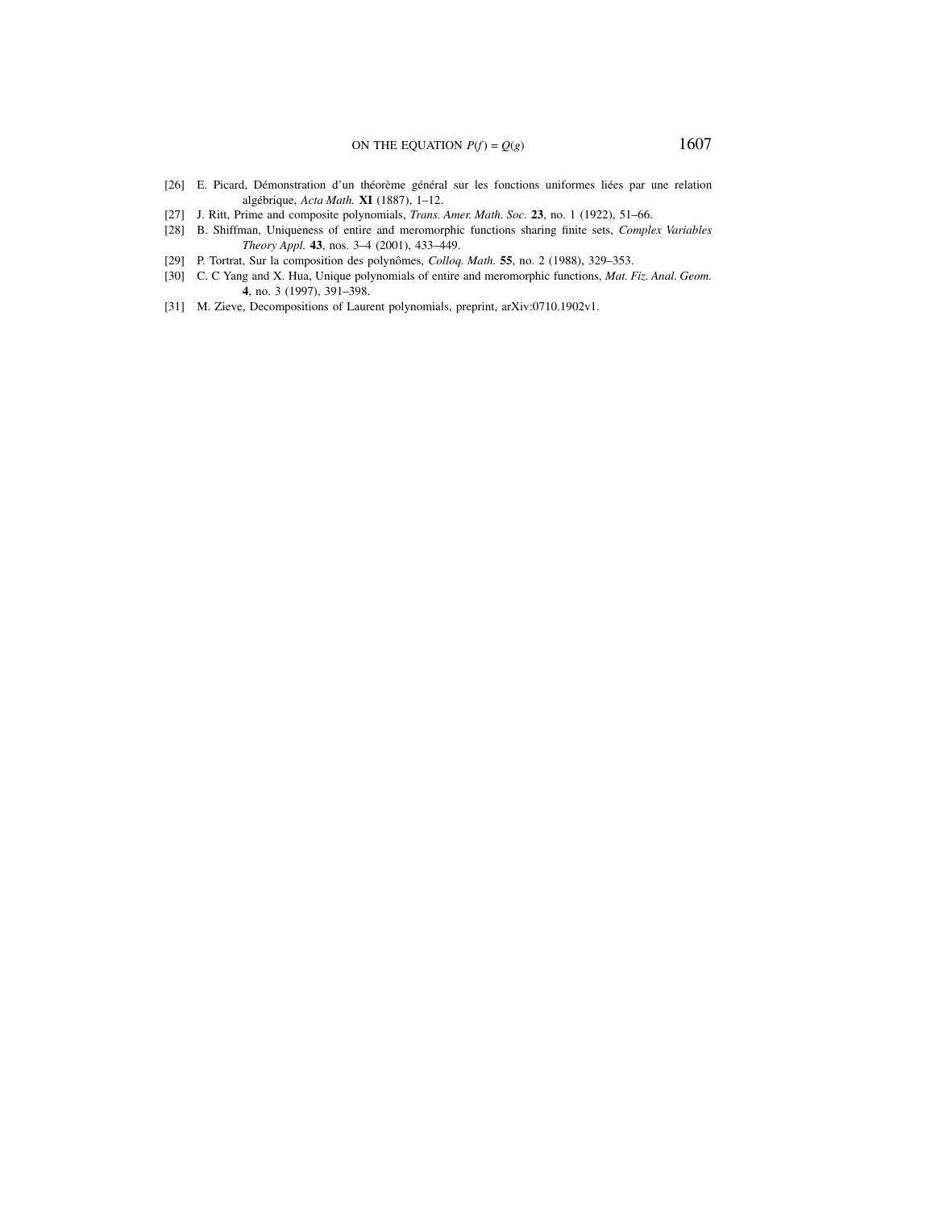[26] E. Picard, Démonstration d'un théorème général sur les fonctions uniformes liées par une relation algébrique, *Acta Math.* **XI** (1887), 1–12.

[27] J. Ritt, Prime and composite polynomials, *Trans. Amer. Math. Soc.* **23**, no. 1 (1922), 51–66.

[28] B. Shiffman, Uniqueness of entire and meromorphic functions sharing finite sets, *Complex Variables Theory Appl.* **43**, nos. 3–4 (2001), 433–449.

[29] P. Tortrat, Sur la composition des polynômes, *Colloq. Math.* **55**, no. 2 (1988), 329–353.

[30] C. C Yang and X. Hua, Unique polynomials of entire and meromorphic functions, *Mat. Fiz. Anal. Geom.* **4**, no. 3 (1997), 391–398.

[31] M. Zieve, Decompositions of Laurent polynomials, preprint, arXiv:0710.1902v1.